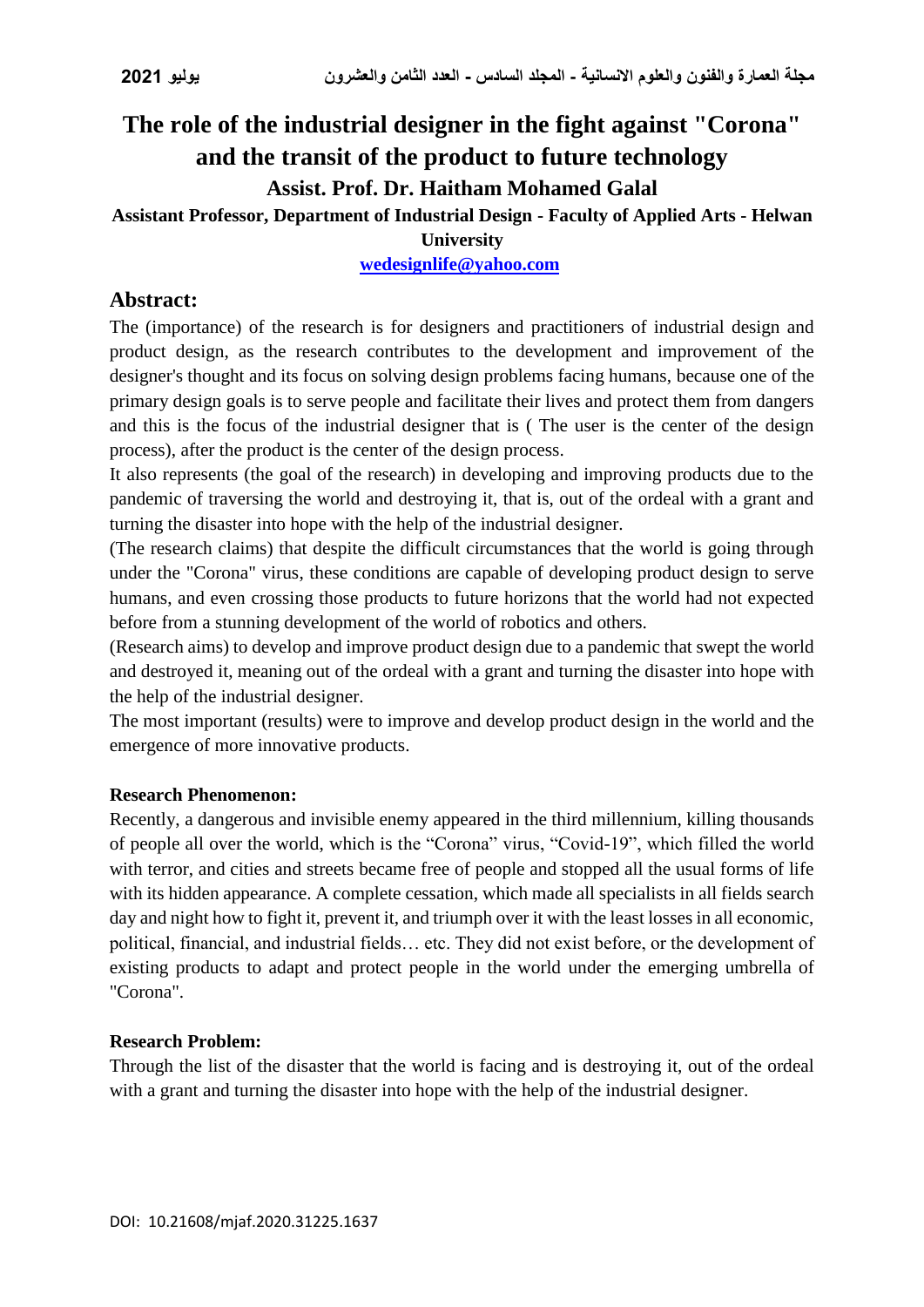# The role of the industrial designer in the fight against "Corona" and the transit of the product to future technology

**Assist. Prof. Dr. Haitham Mohamed Galal**

**Assistant Professor, Department of Industrial Design - Faculty of Applied Arts - Helwan University**

wedesignlife@yahoo.com

## Abstract:

The (importance) of the research is for designers and practitioners of industrial design and product design, as the research contributes to the development and improvement of the designer's thought and its focus on solving design problems facing humans, because one of the primary design goals is to serve people and facilitate their lives and protect them from dangers and this is the focus of the industrial designer that is ( The user is the center of the design process), after the product is the center of the design process.

It also represents (the goal of the research) in developing and improving products due to the pandemic of traversing the world and destroying it, that is, out of the ordeal with a grant and turning the disaster into hope with the help of the industrial designer.

(The research claims) that despite the difficult circumstances that the world is going through under the "Corona" virus, these conditions are capable of developing product design to serve humans, and even crossing those products to future horizons that the world had not expected before from a stunning development of the world of robotics and others.

(Research aims) to develop and improve product design due to a pandemic that swept the world and destroyed it, meaning out of the ordeal with a grant and turning the disaster into hope with the help of the industrial designer.

The most important (results) were to improve and develop product design in the world and the emergence of more innovative products.

### Research Phenomenon:

Recently, a dangerous and invisible enemy appeared in the third millennium, killing thousands of people all over the world, which is the "Corona" virus, "Covid-19", which filled the world with terror, and cities and streets became free of people and stopped all the usual forms of life with its hidden appearance. A complete cessation, which made all specialists in all fields search day and night how to fight it, prevent it, and triumph over it with the least losses in all economic, political, financial, and industrial fields… etc. They did not exist before, or the development of existing products to adapt and protect people in the world under the emerging umbrella of "Corona".

### Research Problem:

Through the list of the disaster that the world is facing and is destroying it, out of the ordeal with a grant and turning the disaster into hope with the help of the industrial designer.

DOI: 10.21608/mjaf.2020.31225.1637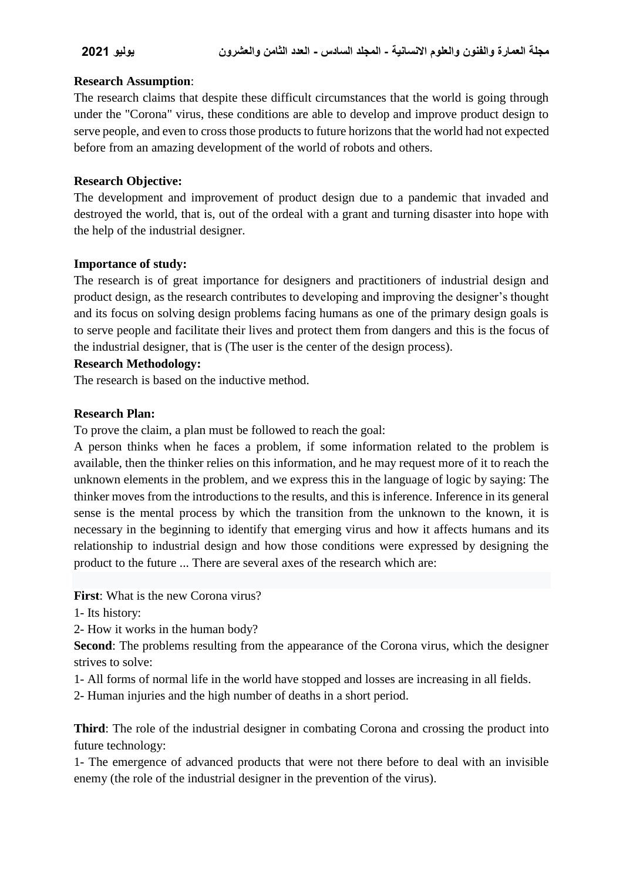**Research Assumption**:

The research claims that despite these difficult circumstances that the world is going through under the "Corona" virus, these conditions are able to develop and improve product design to serve people, and even to cross those products to future horizons that the world had not expected before from an amazing development of the world of robots and others.

**Research Objective:**

The development and improvement of product design due to a pandemic that invaded and destroyed the world, that is, out of the ordeal with a grant and turning disaster into hope with the help of the industrial designer.

**Importance of study:**

The research is of great importance for designers and practitioners of industrial design and product design, as the research contributes to developing and improving the designer's thought and its focus on solving design problems facing humans as one of the primary design goals is to serve people and facilitate their lives and protect them from dangers and this is the focus of the industrial designer, that is (The user is the center of the design process).

**Research Methodology:**

The research is based on the inductive method.

**Research Plan:**

To prove the claim, a plan must be followed to reach the goal:

A person thinks when he faces a problem, if some information related to the problem is available, then the thinker relies on this information, and he may request more of it to reach the unknown elements in the problem, and we express this in the language of logic by saying: The thinker moves from the introductions to the results, and this is inference. Inference in its general sense is the mental process by which the transition from the unknown to the known, it is necessary in the beginning to identify that emerging virus and how it affects humans and its relationship to industrial design and how those conditions were expressed by designing the product to the future ... There are several axes of the research which are:

**First**: What is the new Corona virus?

1- Its history:

2- How it works in the human body?

**Second**: The problems resulting from the appearance of the Corona virus, which the designer strives to solve:

1- All forms of normal life in the world have stopped and losses are increasing in all fields.

2- Human injuries and the high number of deaths in a short period.

**Third**: The role of the industrial designer in combating Corona and crossing the product into future technology:

1- The emergence of advanced products that were not there before to deal with an invisible enemy (the role of the industrial designer in the prevention of the virus).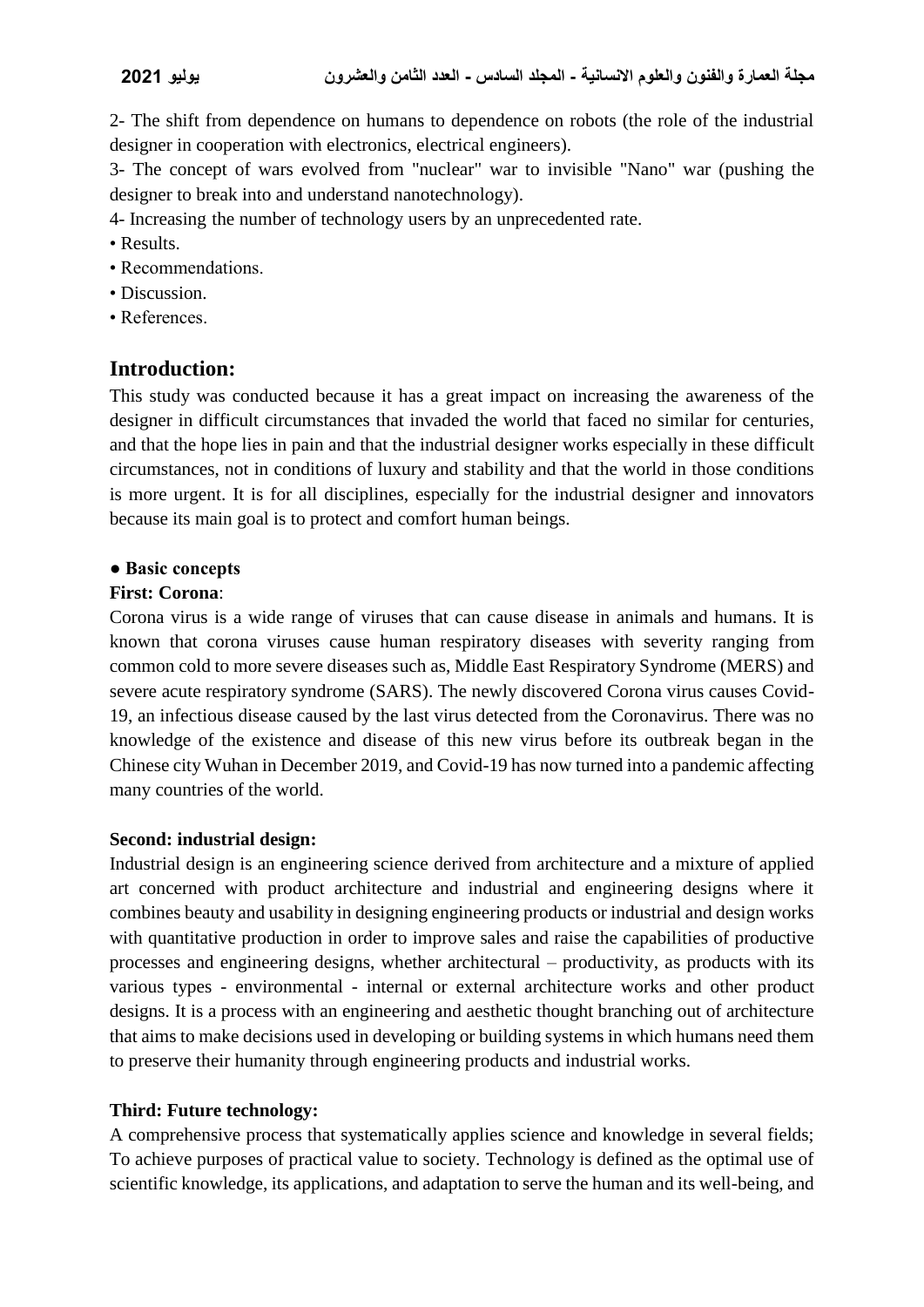2- The shift from dependence on humans to dependence on robots (the role of the industrial designer in cooperation with electronics, electrical engineers).

3- The concept of wars evolved from "nuclear" war to invisible "Nano" war (pushing the designer to break into and understand nanotechnology).

4- Increasing the number of technology users by an unprecedented rate.

- Results.
- Recommendations.
- Discussion.
- References.

## Introduction:

This study was conducted because it has a great impact on increasing the awareness of the designer in difficult circumstances that invaded the world that faced no similar for centuries, and that the hope lies in pain and that the industrial designer works especially in these difficult circumstances, not in conditions of luxury and stability and that the world in those conditions is more urgent. It is for all disciplines, especially for the industrial designer and innovators because its main goal is to protect and comfort human beings.

● **Basic concepts**

**First: Corona**:

Corona virus is a wide range of viruses that can cause disease in animals and humans. It is known that corona viruses cause human respiratory diseases with severity ranging from common cold to more severe diseases such as, Middle East Respiratory Syndrome (MERS) and severe acute respiratory syndrome (SARS). The newly discovered Corona virus causes Covid-19, an infectious disease caused by the last virus detected from the Coronavirus. There was no knowledge of the existence and disease of this new virus before its outbreak began in the Chinese city Wuhan in December 2019, and Covid-19 has now turned into a pandemic affecting many countries of the world.

**Second: industrial design:**

Industrial design is an engineering science derived from architecture and a mixture of applied art concerned with product architecture and industrial and engineering designs where it combines beauty and usability in designing engineering products or industrial and design works with quantitative production in order to improve sales and raise the capabilities of productive processes and engineering designs, whether architectural – productivity, as products with its various types - environmental - internal or external architecture works and other product designs. It is a process with an engineering and aesthetic thought branching out of architecture that aims to make decisions used in developing or building systems in which humans need them to preserve their humanity through engineering products and industrial works.

**Third: Future technology:**

A comprehensive process that systematically applies science and knowledge in several fields; To achieve purposes of practical value to society. Technology is defined as the optimal use of scientific knowledge, its applications, and adaptation to serve the human and its well-being, and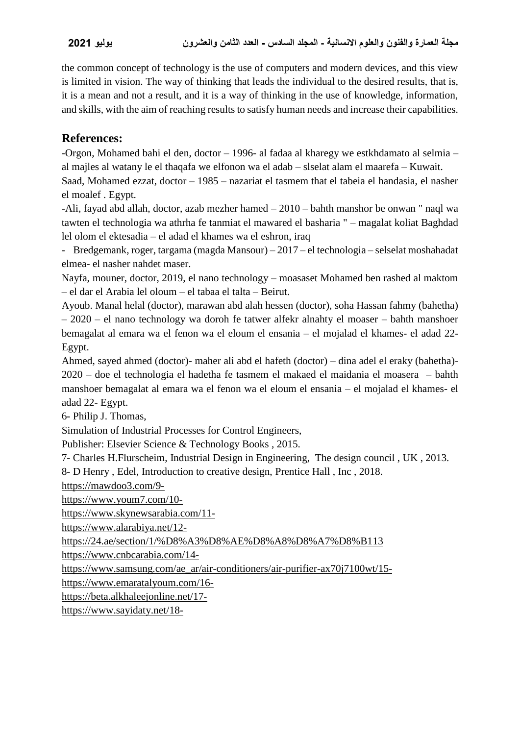the common concept of technology is the use of computers and modern devices, and this view is limited in vision. The way of thinking that leads the individual to the desired results, that is, it is a mean and not a result, and it is a way of thinking in the use of knowledge, information, and skills, with the aim of reaching results to satisfy human needs and increase their capabilities.

## References:

-Orgon, Mohamed bahi el den, doctor – 1996- al fadaa al kharegy we estkhdamato al selmia – al majles al watany le el thaqafa we elfonon wa el adab – slselat alam el maarefa – Kuwait.

Saad, Mohamed ezzat, doctor – 1985 – nazariat el tasmem that el tabeia el handasia, el nasher el moalef . Egypt.

-Ali, fayad abd allah, doctor, azab mezher hamed – 2010 – bahth manshor be onwan " naql wa tawten el technologia wa athrha fe tanmiat el mawared el basharia " – magalat koliat Baghdad lel olom el ektesadia – el adad el khames wa el eshron, iraq

- Bredgemank, roger, targama (magda Mansour) – 2017 – el technologia – selselat moshahadat elmea- el nasher nahdet maser.

Nayfa, mouner, doctor, 2019, el nano technology – moasaset Mohamed ben rashed al maktom – el dar el Arabia lel oloum – el tabaa el talta – Beirut.

Ayoub. Manal helal (doctor), marawan abd alah hessen (doctor), soha Hassan fahmy (bahetha) – 2020 – el nano technology wa doroh fe tatwer alfekr alnahty el moaser – bahth manshoer bemagalat al emara wa el fenon wa el eloum el ensania – el mojalad el khames- el adad 22- Egypt.

Ahmed, sayed ahmed (doctor)- maher ali abd el hafeth (doctor) – dina adel el eraky (bahetha)- 2020 – doe el technologia el hadetha fe tasmem el makaed el maidania el moasera – bahth manshoer bemagalat al emara wa el fenon wa el eloum el ensania – el mojalad el khames- el adad 22- Egypt.

6- Philip J. Thomas,

Simulation of Industrial Processes for Control Engineers,

Publisher: Elsevier Science & Technology Books , 2015.

7- Charles H.Flurscheim, Industrial Design in Engineering, The design council , UK , 2013.

8- D Henry , Edel, Introduction to creative design, Prentice Hall , Inc , 2018.

https://mawdoo3.com/9-

https://www.youm7.com/10-

https://www.skynewsarabia.com/11-

https://www.alarabiya.net/12-

https://24.ae/section/1/%D8%A3%D8%AE%D8%A8%D8%A7%D8%B113

https://www.cnbcarabia.com/14-

https://www.samsung.com/ae_ar/air-conditioners/air-purifier-ax70j7100wt/15-

https://www.emaratalyoum.com/16-

https://beta.alkhaleejonline.net/17-

https://www.sayidaty.net/18-